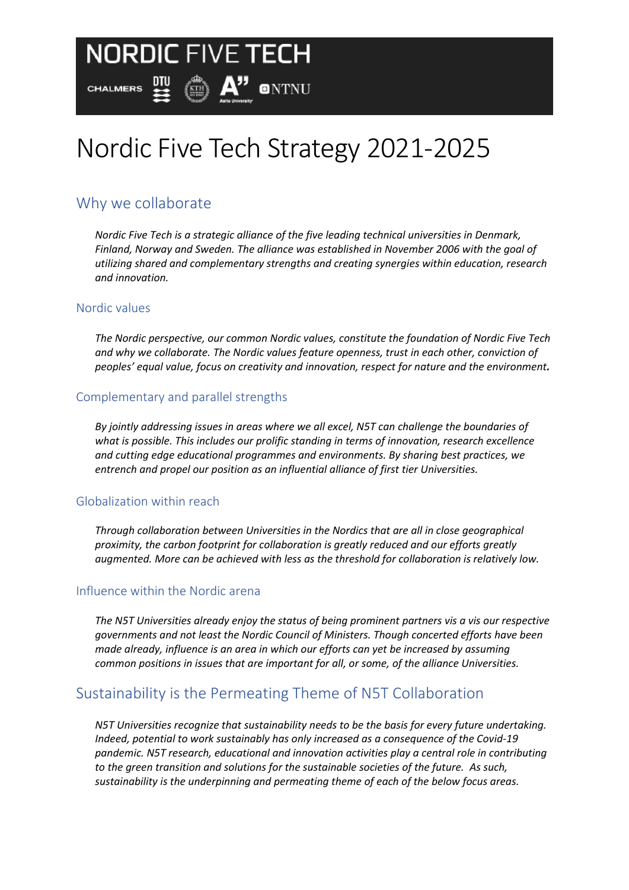NORDIC FIVE TECH

CHALMERS DTU KTH A" Aalto University NTNU

# Nordic Five Tech Strategy 2021-2025

## Why we collaborate

*Nordic Five Tech is a strategic alliance of the five leading technical universities in Denmark, Finland, Norway and Sweden. The alliance was established in November 2006 with the goal of utilizing shared and complementary strengths and creating synergies within education, research and innovation.*

### Nordic values

*The Nordic perspective, our common Nordic values, constitute the foundation of Nordic Five Tech and why we collaborate. The Nordic values feature openness, trust in each other, conviction of peoples' equal value, focus on creativity and innovation, respect for nature and the environment.*

### Complementary and parallel strengths

*By jointly addressing issues in areas where we all excel, N5T can challenge the boundaries of what is possible. This includes our prolific standing in terms of innovation, research excellence and cutting edge educational programmes and environments. By sharing best practices, we entrench and propel our position as an influential alliance of first tier Universities.*

### Globalization within reach

*Through collaboration between Universities in the Nordics that are all in close geographical proximity, the carbon footprint for collaboration is greatly reduced and our efforts greatly augmented. More can be achieved with less as the threshold for collaboration is relatively low.*

### Influence within the Nordic arena

*The N5T Universities already enjoy the status of being prominent partners vis a vis our respective governments and not least the Nordic Council of Ministers. Though concerted efforts have been made already, influence is an area in which our efforts can yet be increased by assuming common positions in issues that are important for all, or some, of the alliance Universities.*

## Sustainability is the Permeating Theme of N5T Collaboration

*N5T Universities recognize that sustainability needs to be the basis for every future undertaking. Indeed, potential to work sustainably has only increased as a consequence of the Covid-19 pandemic. N5T research, educational and innovation activities play a central role in contributing to the green transition and solutions for the sustainable societies of the future. As such, sustainability is the underpinning and permeating theme of each of the below focus areas.*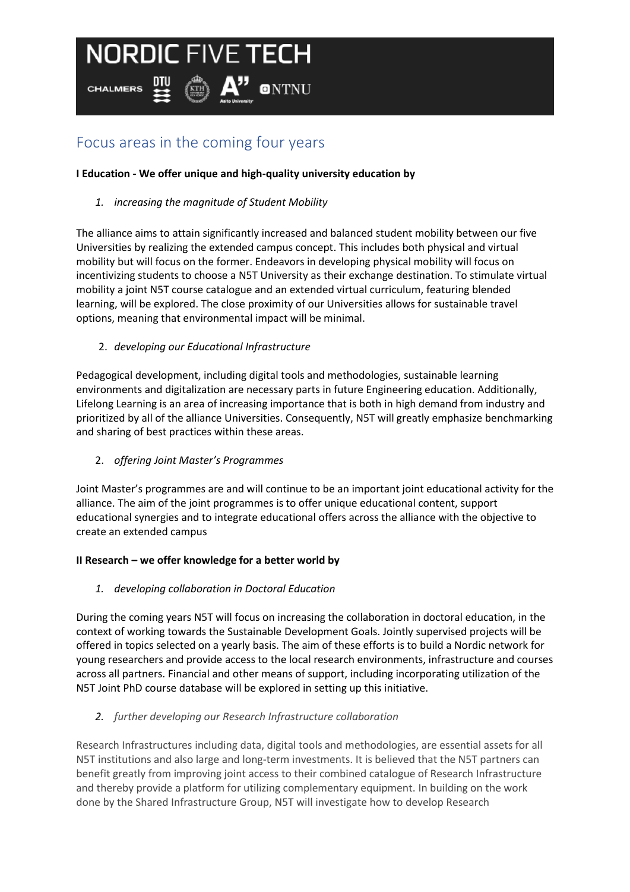# Focus areas in the coming four years

**I Education - We offer unique and high-quality university education by**

1. *increasing the magnitude of Student Mobility*

The alliance aims to attain significantly increased and balanced student mobility between our five Universities by realizing the extended campus concept. This includes both physical and virtual mobility but will focus on the former. Endeavors in developing physical mobility will focus on incentivizing students to choose a N5T University as their exchange destination. To stimulate virtual mobility a joint N5T course catalogue and an extended virtual curriculum, featuring blended learning, will be explored. The close proximity of our Universities allows for sustainable travel options, meaning that environmental impact will be minimal.

2. *developing our Educational Infrastructure*

Pedagogical development, including digital tools and methodologies, sustainable learning environments and digitalization are necessary parts in future Engineering education. Additionally, Lifelong Learning is an area of increasing importance that is both in high demand from industry and prioritized by all of the alliance Universities. Consequently, N5T will greatly emphasize benchmarking and sharing of best practices within these areas.

2. *offering Joint Master's Programmes*

Joint Master's programmes are and will continue to be an important joint educational activity for the alliance. The aim of the joint programmes is to offer unique educational content, support educational synergies and to integrate educational offers across the alliance with the objective to create an extended campus

**II Research – we offer knowledge for a better world by**

1. *developing collaboration in Doctoral Education*

During the coming years N5T will focus on increasing the collaboration in doctoral education, in the context of working towards the Sustainable Development Goals. Jointly supervised projects will be offered in topics selected on a yearly basis. The aim of these efforts is to build a Nordic network for young researchers and provide access to the local research environments, infrastructure and courses across all partners. Financial and other means of support, including incorporating utilization of the N5T Joint PhD course database will be explored in setting up this initiative.

2. *further developing our Research Infrastructure collaboration*

Research Infrastructures including data, digital tools and methodologies, are essential assets for all N5T institutions and also large and long-term investments. It is believed that the N5T partners can benefit greatly from improving joint access to their combined catalogue of Research Infrastructure and thereby provide a platform for utilizing complementary equipment. In building on the work done by the Shared Infrastructure Group, N5T will investigate how to develop Research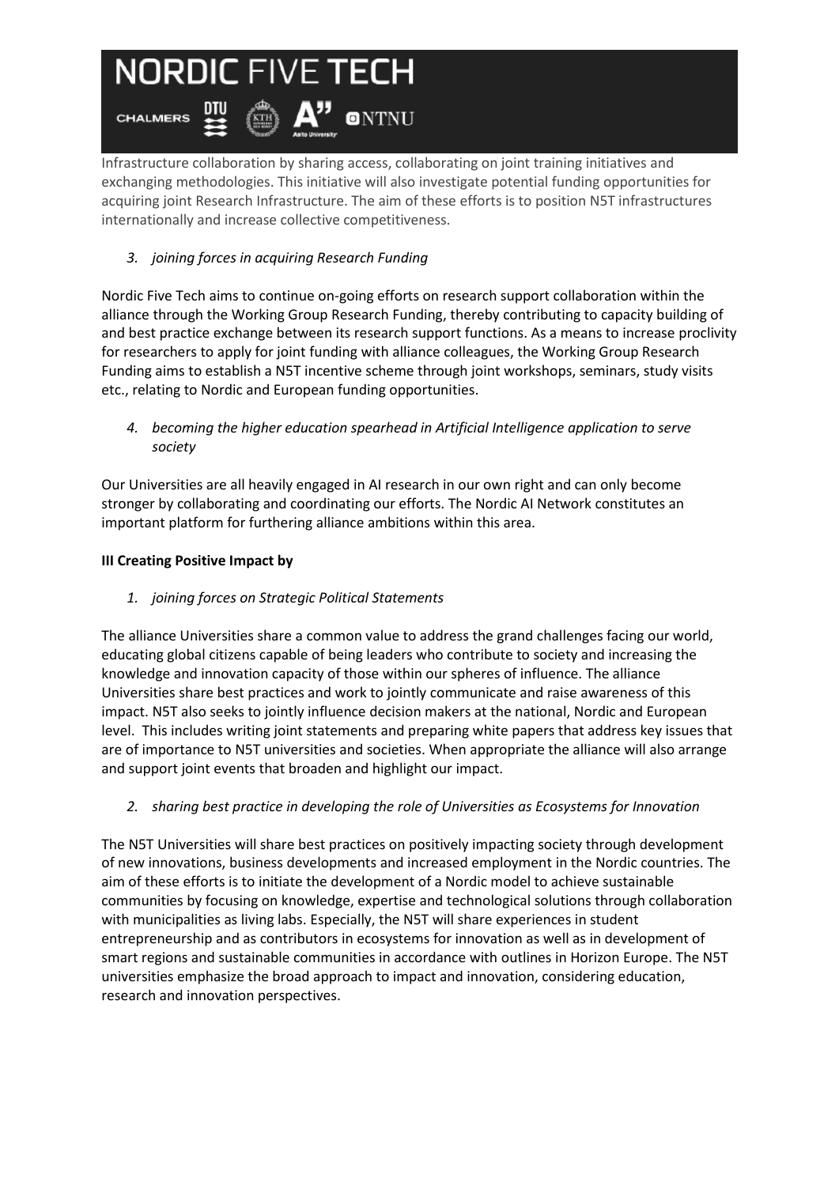Infrastructure collaboration by sharing access, collaborating on joint training initiatives and exchanging methodologies. This initiative will also investigate potential funding opportunities for acquiring joint Research Infrastructure. The aim of these efforts is to position N5T infrastructures internationally and increase collective competitiveness.

3. *joining forces in acquiring Research Funding*

Nordic Five Tech aims to continue on-going efforts on research support collaboration within the alliance through the Working Group Research Funding, thereby contributing to capacity building of and best practice exchange between its research support functions. As a means to increase proclivity for researchers to apply for joint funding with alliance colleagues, the Working Group Research Funding aims to establish a N5T incentive scheme through joint workshops, seminars, study visits etc., relating to Nordic and European funding opportunities.

4. *becoming the higher education spearhead in Artificial Intelligence application to serve society*

Our Universities are all heavily engaged in AI research in our own right and can only become stronger by collaborating and coordinating our efforts. The Nordic AI Network constitutes an important platform for furthering alliance ambitions within this area.

**III Creating Positive Impact by**

1. *joining forces on Strategic Political Statements*

The alliance Universities share a common value to address the grand challenges facing our world, educating global citizens capable of being leaders who contribute to society and increasing the knowledge and innovation capacity of those within our spheres of influence. The alliance Universities share best practices and work to jointly communicate and raise awareness of this impact. N5T also seeks to jointly influence decision makers at the national, Nordic and European level. This includes writing joint statements and preparing white papers that address key issues that are of importance to N5T universities and societies. When appropriate the alliance will also arrange and support joint events that broaden and highlight our impact.

2. *sharing best practice in developing the role of Universities as Ecosystems for Innovation*

The N5T Universities will share best practices on positively impacting society through development of new innovations, business developments and increased employment in the Nordic countries. The aim of these efforts is to initiate the development of a Nordic model to achieve sustainable communities by focusing on knowledge, expertise and technological solutions through collaboration with municipalities as living labs. Especially, the N5T will share experiences in student entrepreneurship and as contributors in ecosystems for innovation as well as in development of smart regions and sustainable communities in accordance with outlines in Horizon Europe. The N5T universities emphasize the broad approach to impact and innovation, considering education, research and innovation perspectives.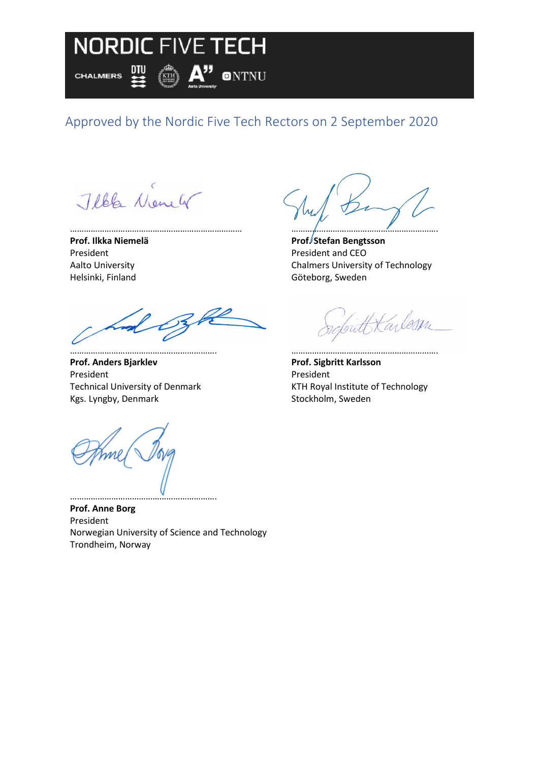NORDIC FIVE TECH

CHALMERS DTU KTH A" Aalto University NTNU

Approved by the Nordic Five Tech Rectors on 2 September 2020

……………………………………………………………………

**Prof. Ilkka Niemelä**
President
Aalto University
Helsinki, Finland

……………………………………………………………….

**Prof. Stefan Bengtsson**
President and CEO
Chalmers University of Technology
Göteborg, Sweden

……………………………………………………………….

**Prof. Anders Bjarklev**
President
Technical University of Denmark
Kgs. Lyngby, Denmark

……………………………………………………………….

**Prof. Sigbritt Karlsson**
President
KTH Royal Institute of Technology
Stockholm, Sweden

……………………………………………………………….

**Prof. Anne Borg**
President
Norwegian University of Science and Technology
Trondheim, Norway